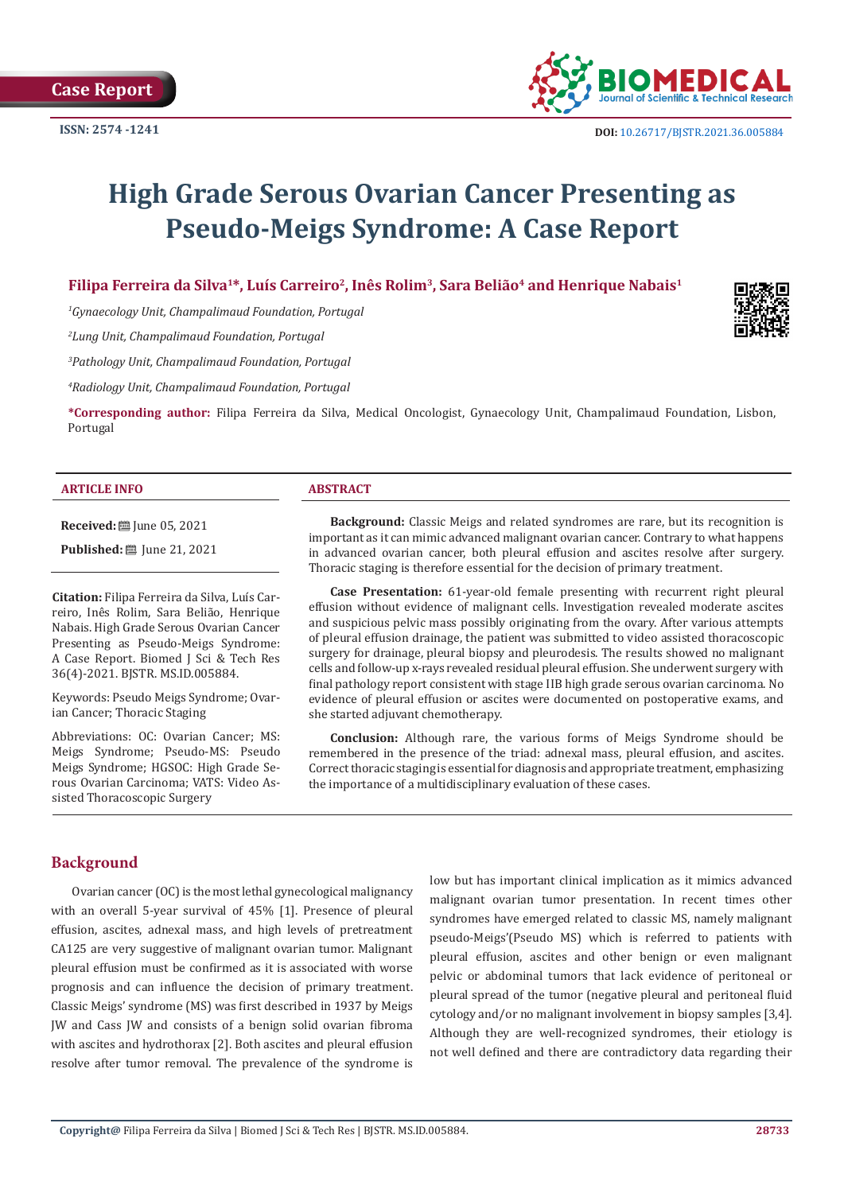Case Report

ISSN: 2574 -1241

DOI: 10.26717/BJSTR.2021.36.005884

# High Grade Serous Ovarian Cancer Presenting as Pseudo-Meigs Syndrome: A Case Report

**Filipa Ferreira da Silva[1]*, Luís Carreiro[2], Inês Rolim[3], Sara Belião[4] and Henrique Nabais[1]**

[1]*Gynaecology Unit, Champalimaud Foundation, Portugal*

[2]*Lung Unit, Champalimaud Foundation, Portugal*

[3]*Pathology Unit, Champalimaud Foundation, Portugal*

[4]*Radiology Unit, Champalimaud Foundation, Portugal*

**\*Corresponding author:** Filipa Ferreira da Silva, Medical Oncologist, Gynaecology Unit, Champalimaud Foundation, Lisbon, Portugal

## ARTICLE INFO

**Received:** June 05, 2021

**Published:** June 21, 2021

**Citation:** Filipa Ferreira da Silva, Luís Carreiro, Inês Rolim, Sara Belião, Henrique Nabais. High Grade Serous Ovarian Cancer Presenting as Pseudo-Meigs Syndrome: A Case Report. Biomed J Sci & Tech Res 36(4)-2021. BJSTR. MS.ID.005884.

Keywords: Pseudo Meigs Syndrome; Ovarian Cancer; Thoracic Staging

Abbreviations: OC: Ovarian Cancer; MS: Meigs Syndrome; Pseudo-MS: Pseudo Meigs Syndrome; HGSOC: High Grade Serous Ovarian Carcinoma; VATS: Video Assisted Thoracoscopic Surgery

## ABSTRACT

**Background:** Classic Meigs and related syndromes are rare, but its recognition is important as it can mimic advanced malignant ovarian cancer. Contrary to what happens in advanced ovarian cancer, both pleural effusion and ascites resolve after surgery. Thoracic staging is therefore essential for the decision of primary treatment.

**Case Presentation:** 61-year-old female presenting with recurrent right pleural effusion without evidence of malignant cells. Investigation revealed moderate ascites and suspicious pelvic mass possibly originating from the ovary. After various attempts of pleural effusion drainage, the patient was submitted to video assisted thoracoscopic surgery for drainage, pleural biopsy and pleurodesis. The results showed no malignant cells and follow-up x-rays revealed residual pleural effusion. She underwent surgery with final pathology report consistent with stage IIB high grade serous ovarian carcinoma. No evidence of pleural effusion or ascites were documented on postoperative exams, and she started adjuvant chemotherapy.

**Conclusion:** Although rare, the various forms of Meigs Syndrome should be remembered in the presence of the triad: adnexal mass, pleural effusion, and ascites. Correct thoracic staging is essential for diagnosis and appropriate treatment, emphasizing the importance of a multidisciplinary evaluation of these cases.

## Background

Ovarian cancer (OC) is the most lethal gynecological malignancy with an overall 5-year survival of 45% [1]. Presence of pleural effusion, ascites, adnexal mass, and high levels of pretreatment CA125 are very suggestive of malignant ovarian tumor. Malignant pleural effusion must be confirmed as it is associated with worse prognosis and can influence the decision of primary treatment. Classic Meigs' syndrome (MS) was first described in 1937 by Meigs JW and Cass JW and consists of a benign solid ovarian fibroma with ascites and hydrothorax [2]. Both ascites and pleural effusion resolve after tumor removal. The prevalence of the syndrome is low but has important clinical implication as it mimics advanced malignant ovarian tumor presentation. In recent times other syndromes have emerged related to classic MS, namely malignant pseudo-Meigs'(Pseudo MS) which is referred to patients with pleural effusion, ascites and other benign or even malignant pelvic or abdominal tumors that lack evidence of peritoneal or pleural spread of the tumor (negative pleural and peritoneal fluid cytology and/or no malignant involvement in biopsy samples [3,4]. Although they are well-recognized syndromes, their etiology is not well defined and there are contradictory data regarding their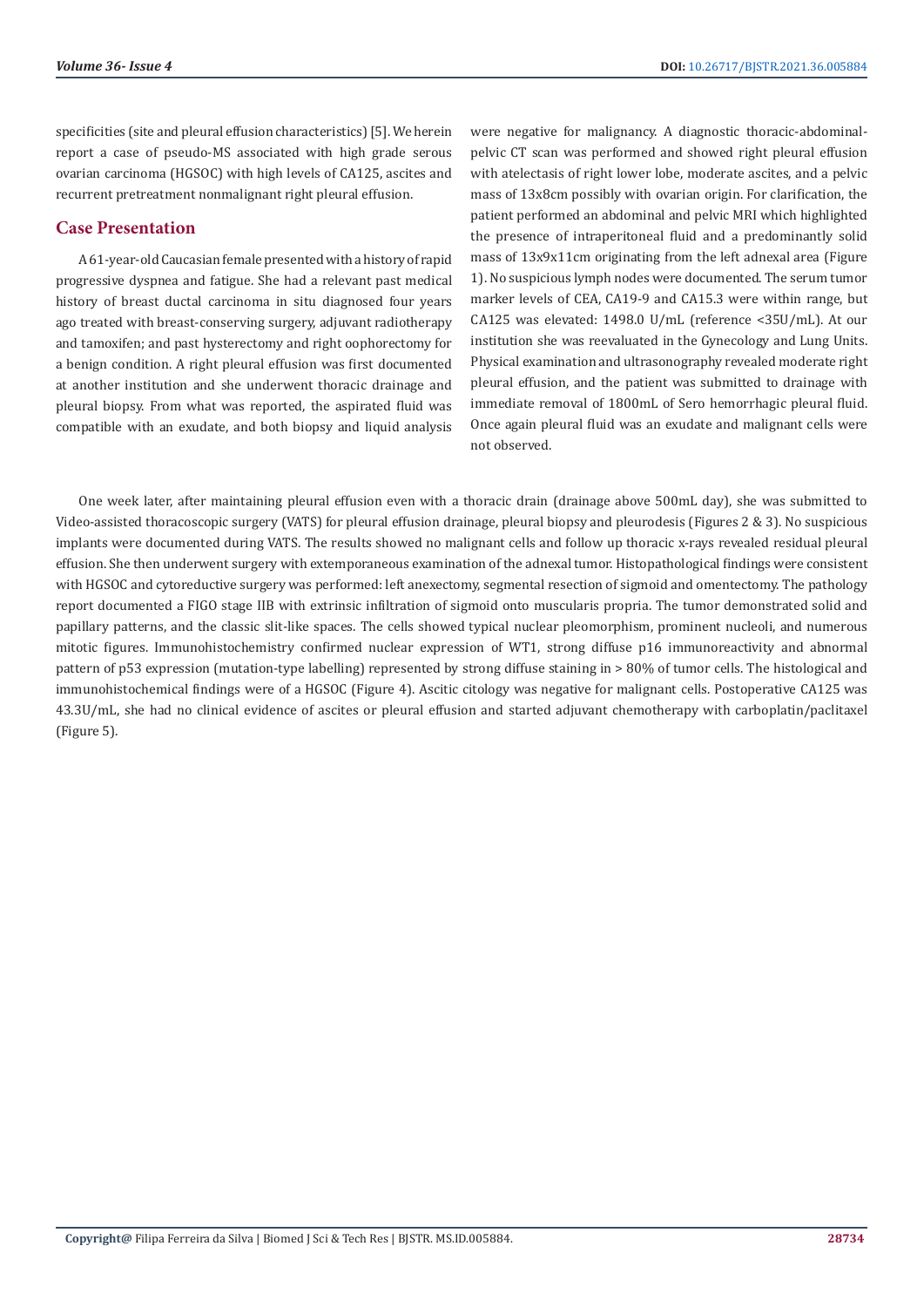specificities (site and pleural effusion characteristics) [5]. We herein report a case of pseudo-MS associated with high grade serous ovarian carcinoma (HGSOC) with high levels of CA125, ascites and recurrent pretreatment nonmalignant right pleural effusion.

## Case Presentation

A 61-year-old Caucasian female presented with a history of rapid progressive dyspnea and fatigue. She had a relevant past medical history of breast ductal carcinoma in situ diagnosed four years ago treated with breast-conserving surgery, adjuvant radiotherapy and tamoxifen; and past hysterectomy and right oophorectomy for a benign condition. A right pleural effusion was first documented at another institution and she underwent thoracic drainage and pleural biopsy. From what was reported, the aspirated fluid was compatible with an exudate, and both biopsy and liquid analysis were negative for malignancy. A diagnostic thoracic-abdominal-pelvic CT scan was performed and showed right pleural effusion with atelectasis of right lower lobe, moderate ascites, and a pelvic mass of 13x8cm possibly with ovarian origin. For clarification, the patient performed an abdominal and pelvic MRI which highlighted the presence of intraperitoneal fluid and a predominantly solid mass of 13x9x11cm originating from the left adnexal area (Figure 1). No suspicious lymph nodes were documented. The serum tumor marker levels of CEA, CA19-9 and CA15.3 were within range, but CA125 was elevated: 1498.0 U/mL (reference <35U/mL). At our institution she was reevaluated in the Gynecology and Lung Units. Physical examination and ultrasonography revealed moderate right pleural effusion, and the patient was submitted to drainage with immediate removal of 1800mL of Sero hemorrhagic pleural fluid. Once again pleural fluid was an exudate and malignant cells were not observed.

One week later, after maintaining pleural effusion even with a thoracic drain (drainage above 500mL day), she was submitted to Video-assisted thoracoscopic surgery (VATS) for pleural effusion drainage, pleural biopsy and pleurodesis (Figures 2 & 3). No suspicious implants were documented during VATS. The results showed no malignant cells and follow up thoracic x-rays revealed residual pleural effusion. She then underwent surgery with extemporaneous examination of the adnexal tumor. Histopathological findings were consistent with HGSOC and cytoreductive surgery was performed: left anexectomy, segmental resection of sigmoid and omentectomy. The pathology report documented a FIGO stage IIB with extrinsic infiltration of sigmoid onto muscularis propria. The tumor demonstrated solid and papillary patterns, and the classic slit-like spaces. The cells showed typical nuclear pleomorphism, prominent nucleoli, and numerous mitotic figures. Immunohistochemistry confirmed nuclear expression of WT1, strong diffuse p16 immunoreactivity and abnormal pattern of p53 expression (mutation-type labelling) represented by strong diffuse staining in > 80% of tumor cells. The histological and immunohistochemical findings were of a HGSOC (Figure 4). Ascitic citology was negative for malignant cells. Postoperative CA125 was 43.3U/mL, she had no clinical evidence of ascites or pleural effusion and started adjuvant chemotherapy with carboplatin/paclitaxel (Figure 5).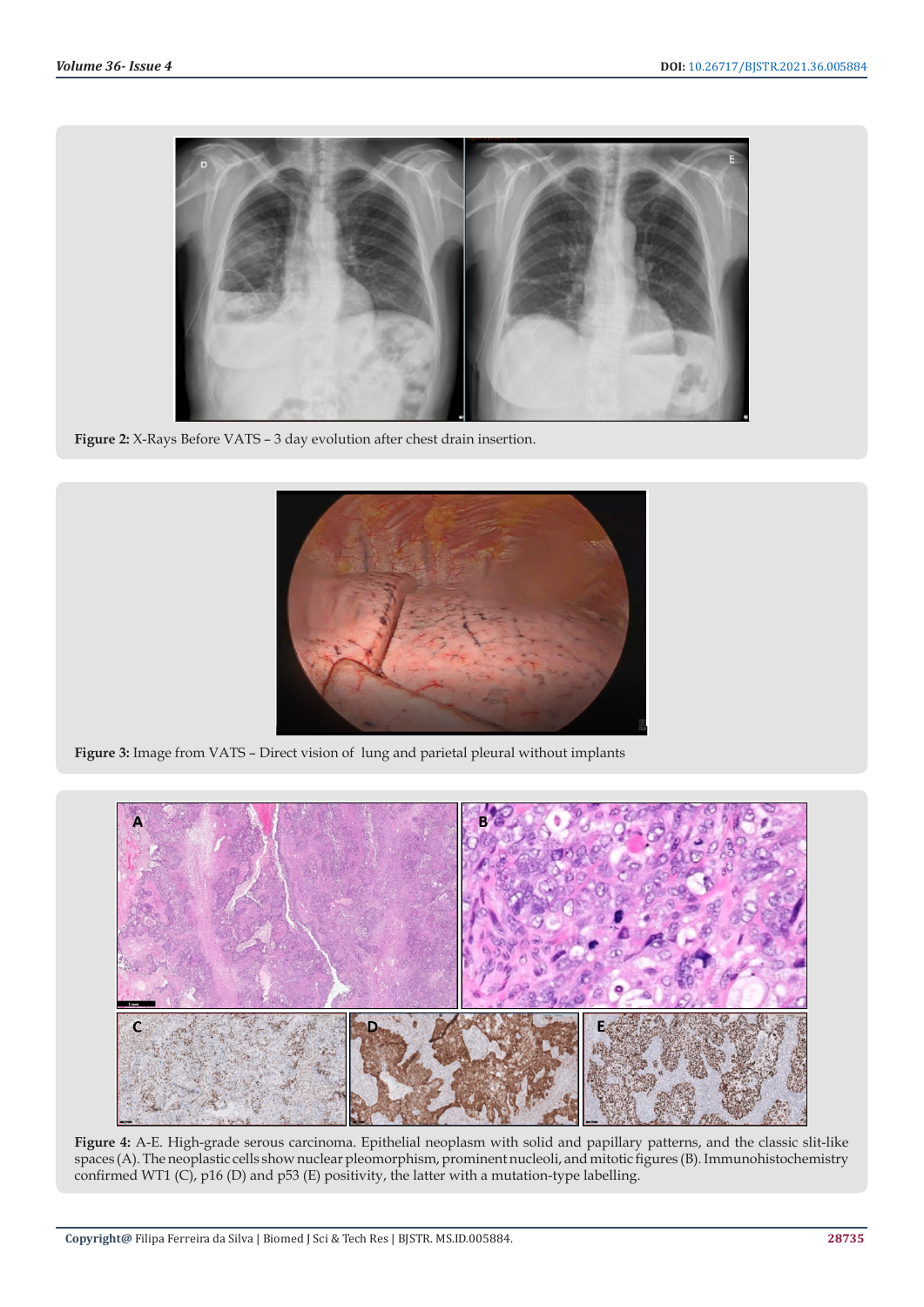**Figure 2:** X-Rays Before VATS – 3 day evolution after chest drain insertion.

**Figure 3:** Image from VATS – Direct vision of lung and parietal pleural without implants

**Figure 4:** A-E. High-grade serous carcinoma. Epithelial neoplasm with solid and papillary patterns, and the classic slit-like spaces (A). The neoplastic cells show nuclear pleomorphism, prominent nucleoli, and mitotic figures (B). Immunohistochemistry confirmed WT1 (C), p16 (D) and p53 (E) positivity, the latter with a mutation-type labelling.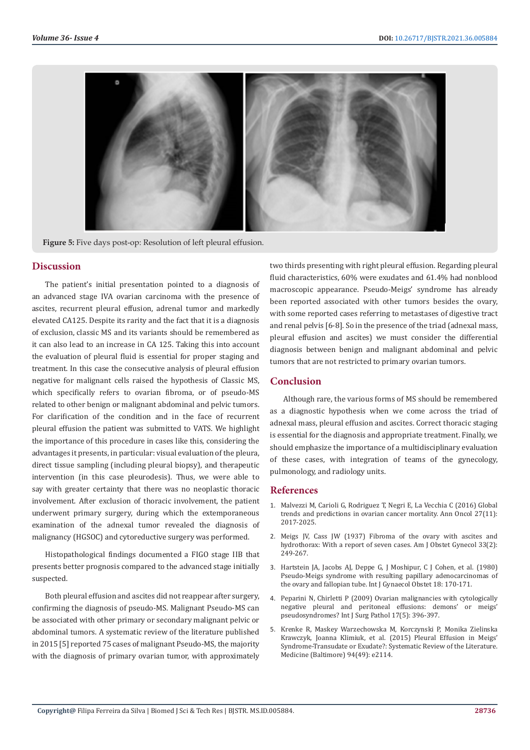Figure 5: Five days post-op: Resolution of left pleural effusion.

## Discussion

The patient's initial presentation pointed to a diagnosis of an advanced stage IVA ovarian carcinoma with the presence of ascites, recurrent pleural effusion, adrenal tumor and markedly elevated CA125. Despite its rarity and the fact that it is a diagnosis of exclusion, classic MS and its variants should be remembered as it can also lead to an increase in CA 125. Taking this into account the evaluation of pleural fluid is essential for proper staging and treatment. In this case the consecutive analysis of pleural effusion negative for malignant cells raised the hypothesis of Classic MS, which specifically refers to ovarian fibroma, or of pseudo-MS related to other benign or malignant abdominal and pelvic tumors. For clarification of the condition and in the face of recurrent pleural effusion the patient was submitted to VATS. We highlight the importance of this procedure in cases like this, considering the advantages it presents, in particular: visual evaluation of the pleura, direct tissue sampling (including pleural biopsy), and therapeutic intervention (in this case pleurodesis). Thus, we were able to say with greater certainty that there was no neoplastic thoracic involvement. After exclusion of thoracic involvement, the patient underwent primary surgery, during which the extemporaneous examination of the adnexal tumor revealed the diagnosis of malignancy (HGSOC) and cytoreductive surgery was performed.

Histopathological findings documented a FIGO stage IIB that presents better prognosis compared to the advanced stage initially suspected.

Both pleural effusion and ascites did not reappear after surgery, confirming the diagnosis of pseudo-MS. Malignant Pseudo-MS can be associated with other primary or secondary malignant pelvic or abdominal tumors. A systematic review of the literature published in 2015 [5] reported 75 cases of malignant Pseudo-MS, the majority with the diagnosis of primary ovarian tumor, with approximately two thirds presenting with right pleural effusion. Regarding pleural fluid characteristics, 60% were exudates and 61.4% had nonblood macroscopic appearance. Pseudo-Meigs' syndrome has already been reported associated with other tumors besides the ovary, with some reported cases referring to metastases of digestive tract and renal pelvis [6-8]. So in the presence of the triad (adnexal mass, pleural effusion and ascites) we must consider the differential diagnosis between benign and malignant abdominal and pelvic tumors that are not restricted to primary ovarian tumors.

## Conclusion

Although rare, the various forms of MS should be remembered as a diagnostic hypothesis when we come across the triad of adnexal mass, pleural effusion and ascites. Correct thoracic staging is essential for the diagnosis and appropriate treatment. Finally, we should emphasize the importance of a multidisciplinary evaluation of these cases, with integration of teams of the gynecology, pulmonology, and radiology units.

## References

1. Malvezzi M, Carioli G, Rodriguez T, Negri E, La Vecchia C (2016) Global trends and predictions in ovarian cancer mortality. Ann Oncol 27(11): 2017-2025.
2. Meigs JV, Cass JW (1937) Fibroma of the ovary with ascites and hydrothorax: With a report of seven cases. Am J Obstet Gynecol 33(2): 249-267.
3. Hartstein JA, Jacobs AJ, Deppe G, J Moshipur, C J Cohen, et al. (1980) Pseudo-Meigs syndrome with resulting papillary adenocarcinomas of the ovary and fallopian tube. Int J Gynaecol Obstet 18: 170-171.
4. Peparini N, Chirletti P (2009) Ovarian malignancies with cytologically negative pleural and peritoneal effusions: demons' or meigs' pseudosyndromes? Int J Surg Pathol 17(5): 396-397.
5. Krenke R, Maskey Warzechowska M, Korczynski P, Monika Zielinska Krawczyk, Joanna Klimiuk, et al. (2015) Pleural Effusion in Meigs' Syndrome-Transudate or Exudate?: Systematic Review of the Literature. Medicine (Baltimore) 94(49): e2114.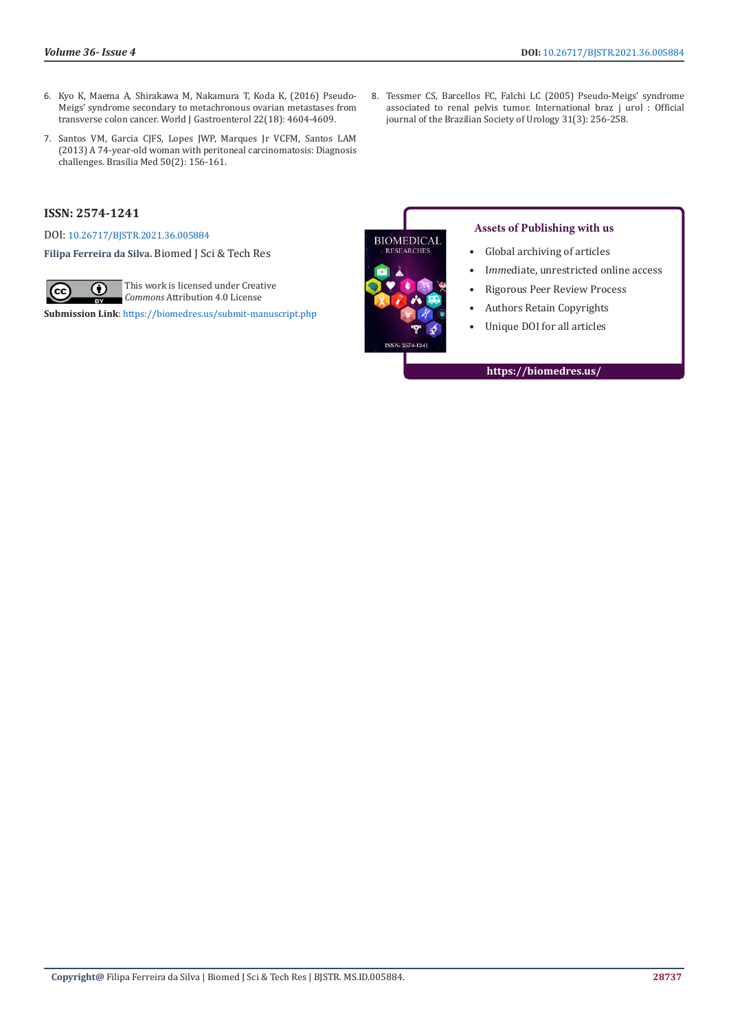6. Kyo K, Maema A, Shirakawa M, Nakamura T, Koda K, (2016) Pseudo-Meigs' syndrome secondary to metachronous ovarian metastases from transverse colon cancer. World J Gastroenterol 22(18): 4604-4609.
7. Santos VM, Garcia CJFS, Lopes JWP, Marques Jr VCFM, Santos LAM (2013) A 74-year-old woman with peritoneal carcinomatosis: Diagnosis challenges. Brasília Med 50(2): 156-161.
8. Tessmer CS, Barcellos FC, Falchi LC (2005) Pseudo-Meigs' syndrome associated to renal pelvis tumor. International braz j urol : Official journal of the Brazilian Society of Urology 31(3): 256-258.

**ISSN: 2574-1241**

DOI: 10.26717/BJSTR.2021.36.005884

**Filipa Ferreira da Silva.** Biomed J Sci & Tech Res

This work is licensed under Creative *Commons* Attribution 4.0 License

**Submission Link**: https://biomedres.us/submit-manuscript.php

**Assets of Publishing with us**

- Global archiving of articles
- Immediate, unrestricted online access
- Rigorous Peer Review Process
- Authors Retain Copyrights
- Unique DOI for all articles

**https://biomedres.us/**